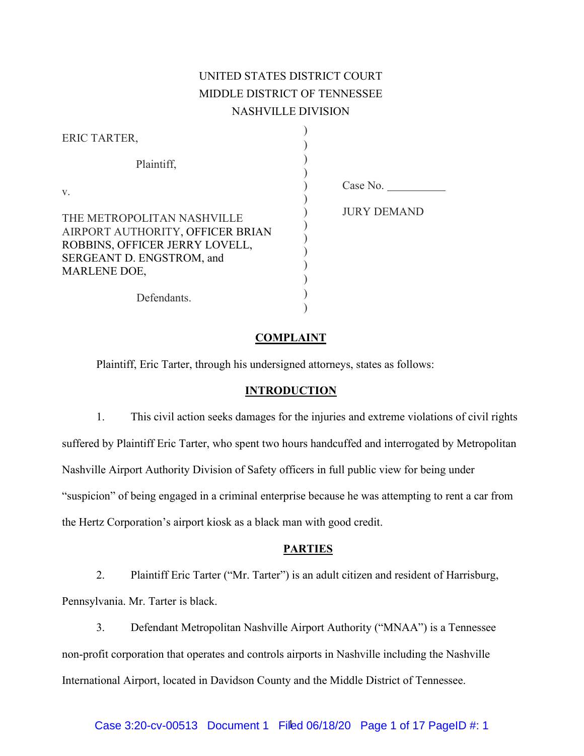UNITED STATES DISTRICT COURT
MIDDLE DISTRICT OF TENNESSEE
NASHVILLE DIVISION

ERIC TARTER,

Plaintiff,

v.

THE METROPOLITAN NASHVILLE AIRPORT AUTHORITY, OFFICER BRIAN ROBBINS, OFFICER JERRY LOVELL, SERGEANT D. ENGSTROM, and MARLENE DOE,

Defendants.

Case No. __________

JURY DEMAND

## COMPLAINT

Plaintiff, Eric Tarter, through his undersigned attorneys, states as follows:

## INTRODUCTION

1. This civil action seeks damages for the injuries and extreme violations of civil rights suffered by Plaintiff Eric Tarter, who spent two hours handcuffed and interrogated by Metropolitan Nashville Airport Authority Division of Safety officers in full public view for being under "suspicion" of being engaged in a criminal enterprise because he was attempting to rent a car from the Hertz Corporation's airport kiosk as a black man with good credit.

## PARTIES

2. Plaintiff Eric Tarter ("Mr. Tarter") is an adult citizen and resident of Harrisburg, Pennsylvania. Mr. Tarter is black.

3. Defendant Metropolitan Nashville Airport Authority ("MNAA") is a Tennessee non-profit corporation that operates and controls airports in Nashville including the Nashville International Airport, located in Davidson County and the Middle District of Tennessee.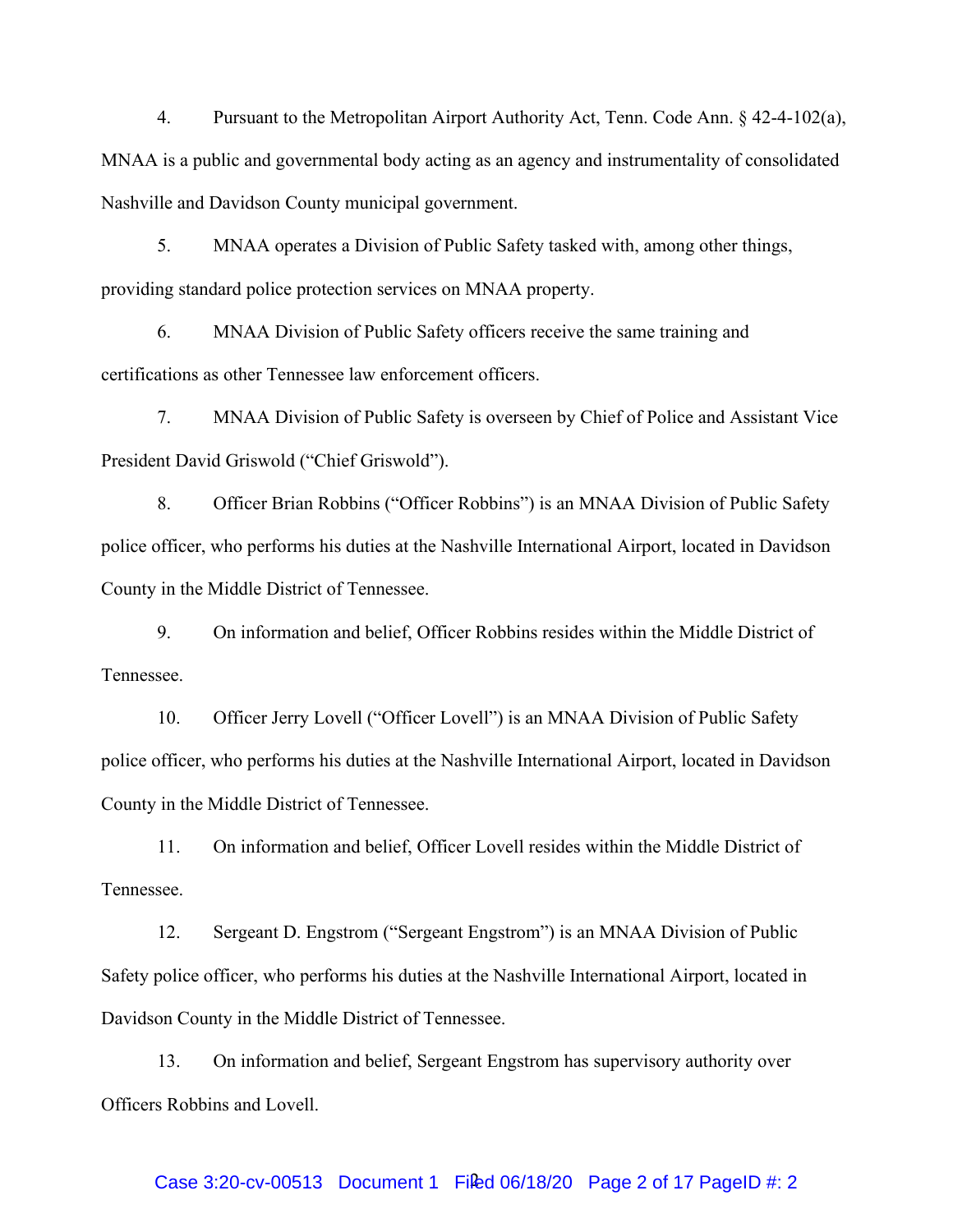4. Pursuant to the Metropolitan Airport Authority Act, Tenn. Code Ann. § 42-4-102(a), MNAA is a public and governmental body acting as an agency and instrumentality of consolidated Nashville and Davidson County municipal government.

5. MNAA operates a Division of Public Safety tasked with, among other things, providing standard police protection services on MNAA property.

6. MNAA Division of Public Safety officers receive the same training and certifications as other Tennessee law enforcement officers.

7. MNAA Division of Public Safety is overseen by Chief of Police and Assistant Vice President David Griswold ("Chief Griswold").

8. Officer Brian Robbins ("Officer Robbins") is an MNAA Division of Public Safety police officer, who performs his duties at the Nashville International Airport, located in Davidson County in the Middle District of Tennessee.

9. On information and belief, Officer Robbins resides within the Middle District of Tennessee.

10. Officer Jerry Lovell ("Officer Lovell") is an MNAA Division of Public Safety police officer, who performs his duties at the Nashville International Airport, located in Davidson County in the Middle District of Tennessee.

11. On information and belief, Officer Lovell resides within the Middle District of Tennessee.

12. Sergeant D. Engstrom ("Sergeant Engstrom") is an MNAA Division of Public Safety police officer, who performs his duties at the Nashville International Airport, located in Davidson County in the Middle District of Tennessee.

13. On information and belief, Sergeant Engstrom has supervisory authority over Officers Robbins and Lovell.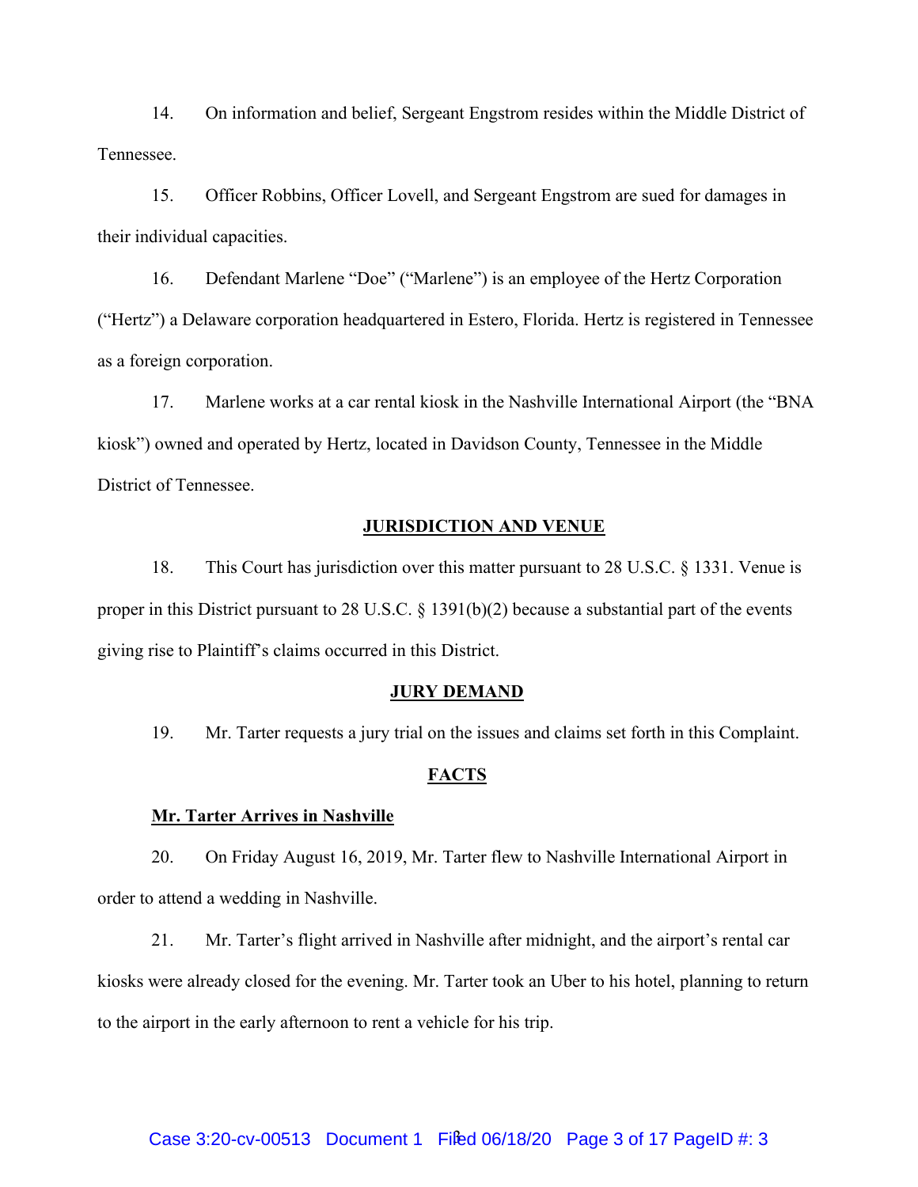14. On information and belief, Sergeant Engstrom resides within the Middle District of Tennessee.

15. Officer Robbins, Officer Lovell, and Sergeant Engstrom are sued for damages in their individual capacities.

16. Defendant Marlene "Doe" ("Marlene") is an employee of the Hertz Corporation ("Hertz") a Delaware corporation headquartered in Estero, Florida. Hertz is registered in Tennessee as a foreign corporation.

17. Marlene works at a car rental kiosk in the Nashville International Airport (the "BNA kiosk") owned and operated by Hertz, located in Davidson County, Tennessee in the Middle District of Tennessee.

## JURISDICTION AND VENUE

18. This Court has jurisdiction over this matter pursuant to 28 U.S.C. § 1331. Venue is proper in this District pursuant to 28 U.S.C. § 1391(b)(2) because a substantial part of the events giving rise to Plaintiff's claims occurred in this District.

## JURY DEMAND

19. Mr. Tarter requests a jury trial on the issues and claims set forth in this Complaint.

## FACTS

### Mr. Tarter Arrives in Nashville

20. On Friday August 16, 2019, Mr. Tarter flew to Nashville International Airport in order to attend a wedding in Nashville.

21. Mr. Tarter's flight arrived in Nashville after midnight, and the airport's rental car kiosks were already closed for the evening. Mr. Tarter took an Uber to his hotel, planning to return to the airport in the early afternoon to rent a vehicle for his trip.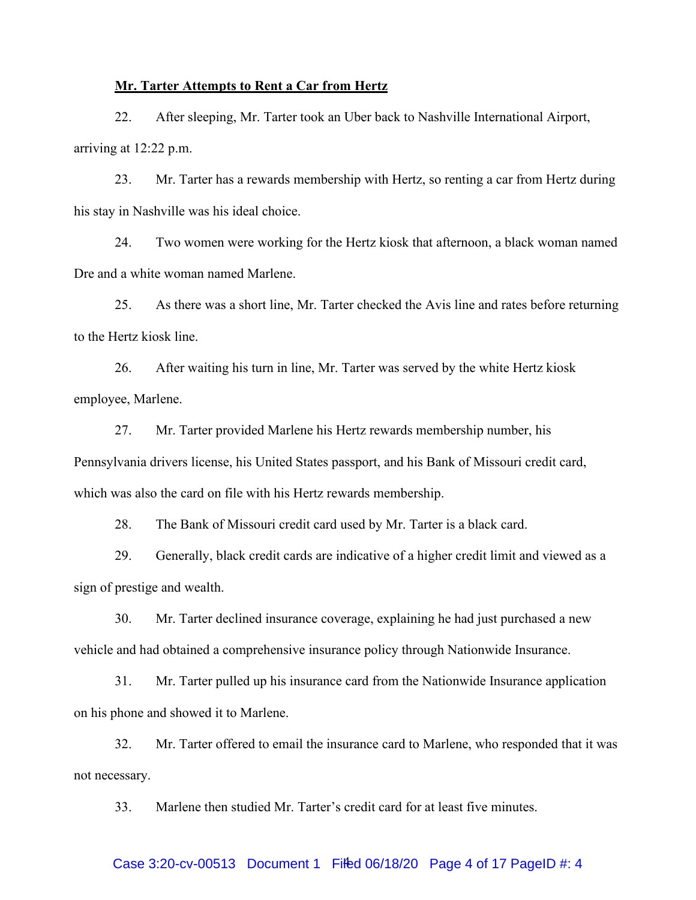**Mr. Tarter Attempts to Rent a Car from Hertz**

22. After sleeping, Mr. Tarter took an Uber back to Nashville International Airport, arriving at 12:22 p.m.

23. Mr. Tarter has a rewards membership with Hertz, so renting a car from Hertz during his stay in Nashville was his ideal choice.

24. Two women were working for the Hertz kiosk that afternoon, a black woman named Dre and a white woman named Marlene.

25. As there was a short line, Mr. Tarter checked the Avis line and rates before returning to the Hertz kiosk line.

26. After waiting his turn in line, Mr. Tarter was served by the white Hertz kiosk employee, Marlene.

27. Mr. Tarter provided Marlene his Hertz rewards membership number, his Pennsylvania drivers license, his United States passport, and his Bank of Missouri credit card, which was also the card on file with his Hertz rewards membership.

28. The Bank of Missouri credit card used by Mr. Tarter is a black card.

29. Generally, black credit cards are indicative of a higher credit limit and viewed as a sign of prestige and wealth.

30. Mr. Tarter declined insurance coverage, explaining he had just purchased a new vehicle and had obtained a comprehensive insurance policy through Nationwide Insurance.

31. Mr. Tarter pulled up his insurance card from the Nationwide Insurance application on his phone and showed it to Marlene.

32. Mr. Tarter offered to email the insurance card to Marlene, who responded that it was not necessary.

33. Marlene then studied Mr. Tarter's credit card for at least five minutes.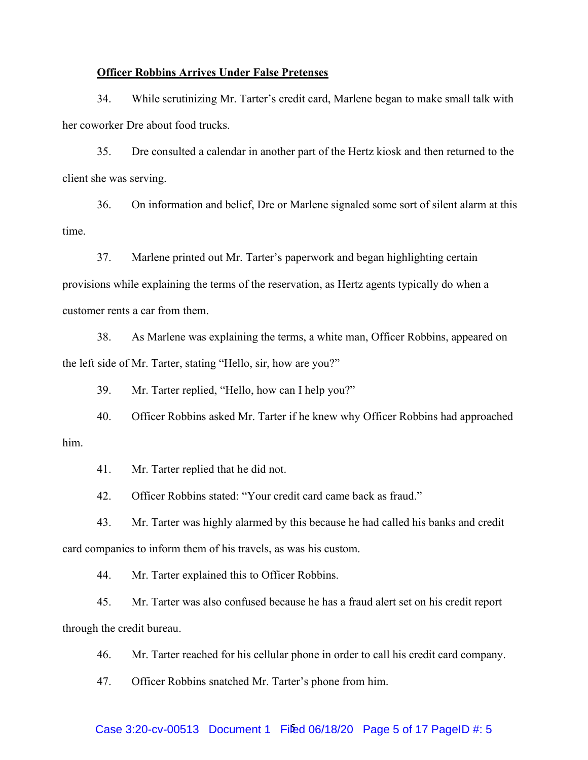**Officer Robbins Arrives Under False Pretenses**

34. While scrutinizing Mr. Tarter's credit card, Marlene began to make small talk with her coworker Dre about food trucks.

35. Dre consulted a calendar in another part of the Hertz kiosk and then returned to the client she was serving.

36. On information and belief, Dre or Marlene signaled some sort of silent alarm at this time.

37. Marlene printed out Mr. Tarter's paperwork and began highlighting certain provisions while explaining the terms of the reservation, as Hertz agents typically do when a customer rents a car from them.

38. As Marlene was explaining the terms, a white man, Officer Robbins, appeared on the left side of Mr. Tarter, stating "Hello, sir, how are you?"

39. Mr. Tarter replied, "Hello, how can I help you?"

40. Officer Robbins asked Mr. Tarter if he knew why Officer Robbins had approached him.

41. Mr. Tarter replied that he did not.

42. Officer Robbins stated: "Your credit card came back as fraud."

43. Mr. Tarter was highly alarmed by this because he had called his banks and credit card companies to inform them of his travels, as was his custom.

44. Mr. Tarter explained this to Officer Robbins.

45. Mr. Tarter was also confused because he has a fraud alert set on his credit report through the credit bureau.

46. Mr. Tarter reached for his cellular phone in order to call his credit card company.

47. Officer Robbins snatched Mr. Tarter's phone from him.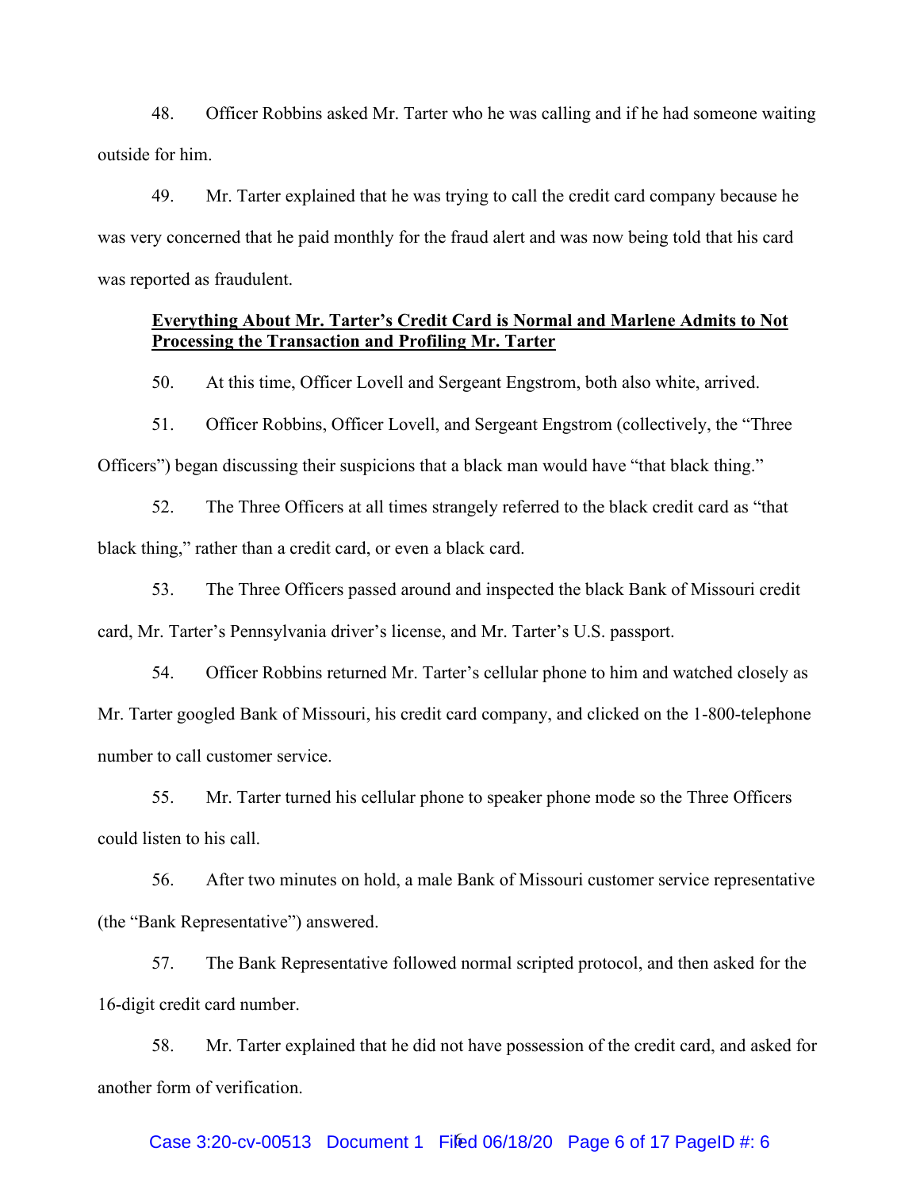48. Officer Robbins asked Mr. Tarter who he was calling and if he had someone waiting outside for him.

49. Mr. Tarter explained that he was trying to call the credit card company because he was very concerned that he paid monthly for the fraud alert and was now being told that his card was reported as fraudulent.

**Everything About Mr. Tarter's Credit Card is Normal and Marlene Admits to Not Processing the Transaction and Profiling Mr. Tarter**

50. At this time, Officer Lovell and Sergeant Engstrom, both also white, arrived.

51. Officer Robbins, Officer Lovell, and Sergeant Engstrom (collectively, the "Three Officers") began discussing their suspicions that a black man would have "that black thing."

52. The Three Officers at all times strangely referred to the black credit card as "that black thing," rather than a credit card, or even a black card.

53. The Three Officers passed around and inspected the black Bank of Missouri credit card, Mr. Tarter's Pennsylvania driver's license, and Mr. Tarter's U.S. passport.

54. Officer Robbins returned Mr. Tarter's cellular phone to him and watched closely as Mr. Tarter googled Bank of Missouri, his credit card company, and clicked on the 1-800-telephone number to call customer service.

55. Mr. Tarter turned his cellular phone to speaker phone mode so the Three Officers could listen to his call.

56. After two minutes on hold, a male Bank of Missouri customer service representative (the "Bank Representative") answered.

57. The Bank Representative followed normal scripted protocol, and then asked for the 16-digit credit card number.

58. Mr. Tarter explained that he did not have possession of the credit card, and asked for another form of verification.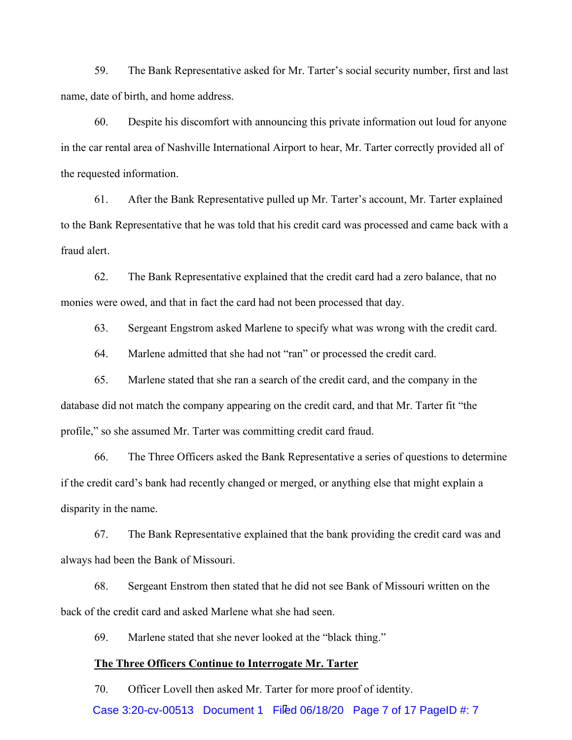59. The Bank Representative asked for Mr. Tarter's social security number, first and last name, date of birth, and home address.

60. Despite his discomfort with announcing this private information out loud for anyone in the car rental area of Nashville International Airport to hear, Mr. Tarter correctly provided all of the requested information.

61. After the Bank Representative pulled up Mr. Tarter's account, Mr. Tarter explained to the Bank Representative that he was told that his credit card was processed and came back with a fraud alert.

62. The Bank Representative explained that the credit card had a zero balance, that no monies were owed, and that in fact the card had not been processed that day.

63. Sergeant Engstrom asked Marlene to specify what was wrong with the credit card.

64. Marlene admitted that she had not "ran" or processed the credit card.

65. Marlene stated that she ran a search of the credit card, and the company in the database did not match the company appearing on the credit card, and that Mr. Tarter fit "the profile," so she assumed Mr. Tarter was committing credit card fraud.

66. The Three Officers asked the Bank Representative a series of questions to determine if the credit card's bank had recently changed or merged, or anything else that might explain a disparity in the name.

67. The Bank Representative explained that the bank providing the credit card was and always had been the Bank of Missouri.

68. Sergeant Enstrom then stated that he did not see Bank of Missouri written on the back of the credit card and asked Marlene what she had seen.

69. Marlene stated that she never looked at the "black thing."

**The Three Officers Continue to Interrogate Mr. Tarter**

70. Officer Lovell then asked Mr. Tarter for more proof of identity.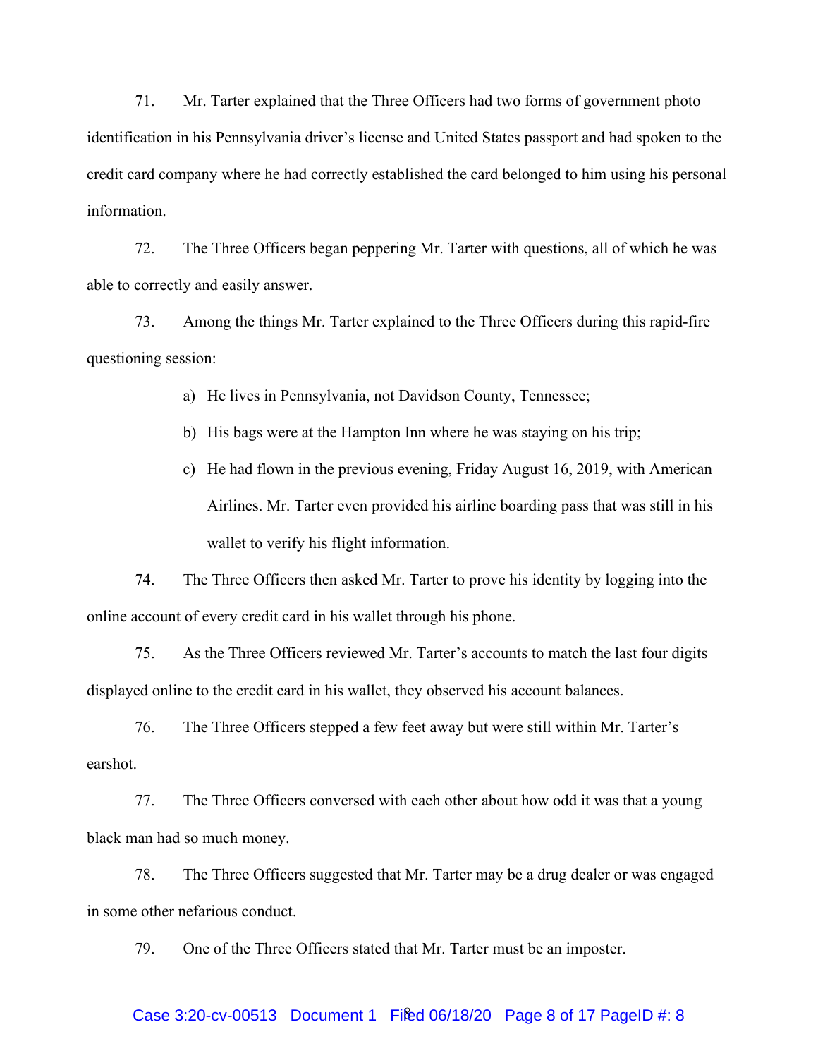71. Mr. Tarter explained that the Three Officers had two forms of government photo identification in his Pennsylvania driver's license and United States passport and had spoken to the credit card company where he had correctly established the card belonged to him using his personal information.

72. The Three Officers began peppering Mr. Tarter with questions, all of which he was able to correctly and easily answer.

73. Among the things Mr. Tarter explained to the Three Officers during this rapid-fire questioning session:

a) He lives in Pennsylvania, not Davidson County, Tennessee;

b) His bags were at the Hampton Inn where he was staying on his trip;

c) He had flown in the previous evening, Friday August 16, 2019, with American Airlines. Mr. Tarter even provided his airline boarding pass that was still in his wallet to verify his flight information.

74. The Three Officers then asked Mr. Tarter to prove his identity by logging into the online account of every credit card in his wallet through his phone.

75. As the Three Officers reviewed Mr. Tarter's accounts to match the last four digits displayed online to the credit card in his wallet, they observed his account balances.

76. The Three Officers stepped a few feet away but were still within Mr. Tarter's earshot.

77. The Three Officers conversed with each other about how odd it was that a young black man had so much money.

78. The Three Officers suggested that Mr. Tarter may be a drug dealer or was engaged in some other nefarious conduct.

79. One of the Three Officers stated that Mr. Tarter must be an imposter.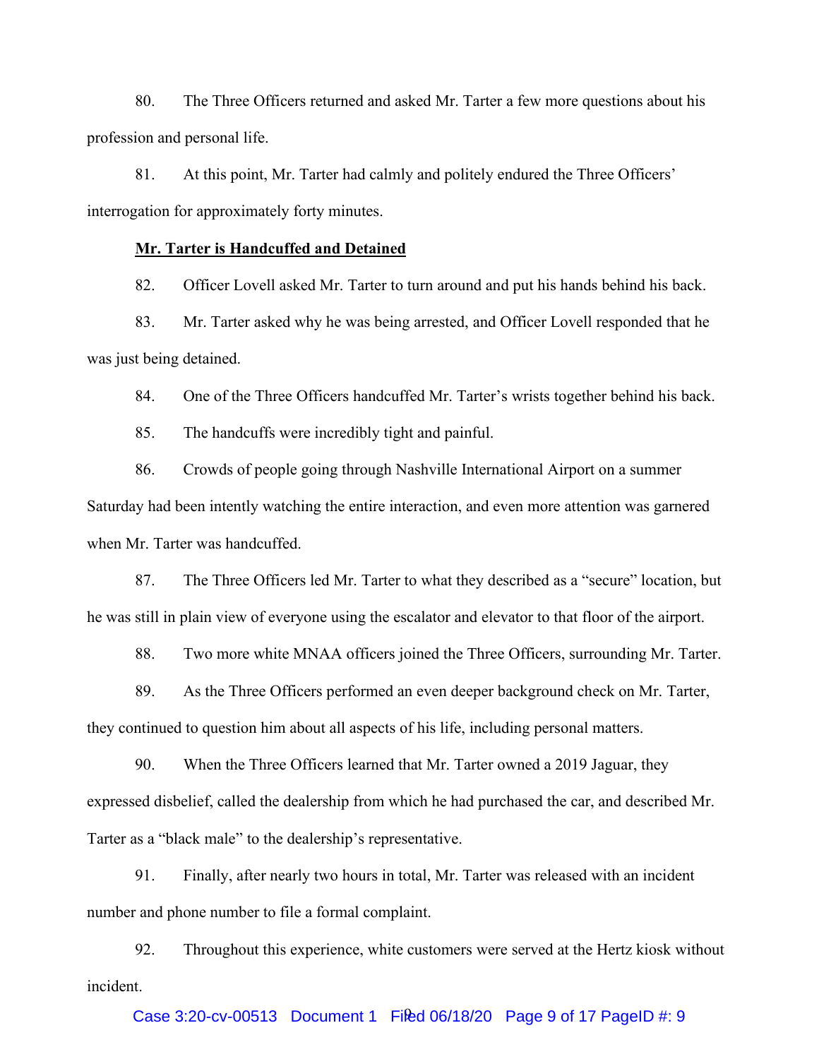80. The Three Officers returned and asked Mr. Tarter a few more questions about his profession and personal life.

81. At this point, Mr. Tarter had calmly and politely endured the Three Officers' interrogation for approximately forty minutes.

**<u>Mr. Tarter is Handcuffed and Detained</u>**

82. Officer Lovell asked Mr. Tarter to turn around and put his hands behind his back.

83. Mr. Tarter asked why he was being arrested, and Officer Lovell responded that he was just being detained.

84. One of the Three Officers handcuffed Mr. Tarter's wrists together behind his back.

85. The handcuffs were incredibly tight and painful.

86. Crowds of people going through Nashville International Airport on a summer Saturday had been intently watching the entire interaction, and even more attention was garnered when Mr. Tarter was handcuffed.

87. The Three Officers led Mr. Tarter to what they described as a "secure" location, but he was still in plain view of everyone using the escalator and elevator to that floor of the airport.

88. Two more white MNAA officers joined the Three Officers, surrounding Mr. Tarter.

89. As the Three Officers performed an even deeper background check on Mr. Tarter, they continued to question him about all aspects of his life, including personal matters.

90. When the Three Officers learned that Mr. Tarter owned a 2019 Jaguar, they expressed disbelief, called the dealership from which he had purchased the car, and described Mr. Tarter as a "black male" to the dealership's representative.

91. Finally, after nearly two hours in total, Mr. Tarter was released with an incident number and phone number to file a formal complaint.

92. Throughout this experience, white customers were served at the Hertz kiosk without incident.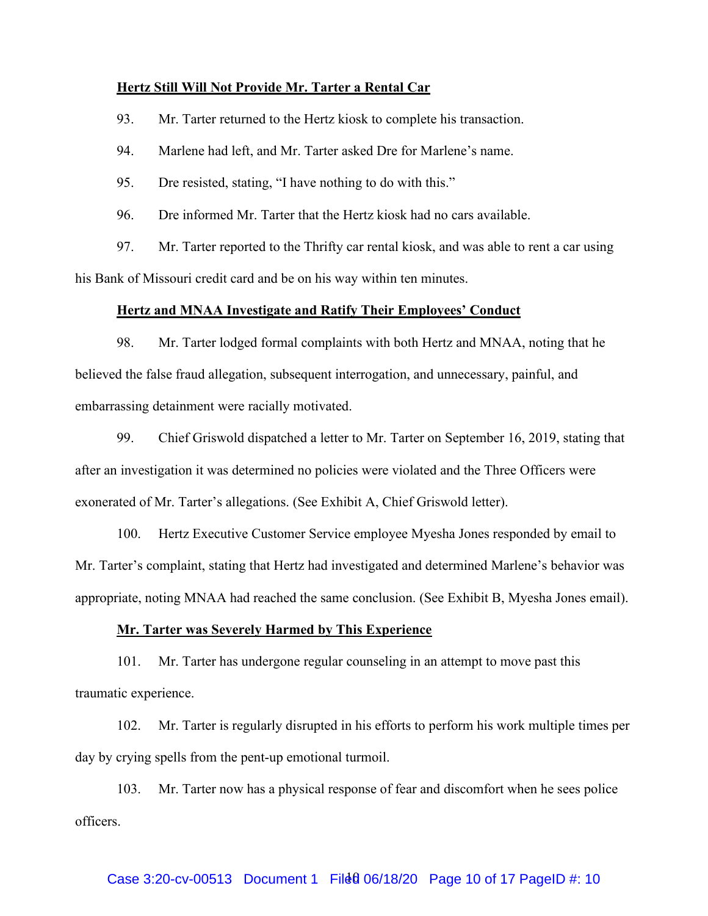**Hertz Still Will Not Provide Mr. Tarter a Rental Car**

93. Mr. Tarter returned to the Hertz kiosk to complete his transaction.

94. Marlene had left, and Mr. Tarter asked Dre for Marlene's name.

95. Dre resisted, stating, "I have nothing to do with this."

96. Dre informed Mr. Tarter that the Hertz kiosk had no cars available.

97. Mr. Tarter reported to the Thrifty car rental kiosk, and was able to rent a car using his Bank of Missouri credit card and be on his way within ten minutes.

**Hertz and MNAA Investigate and Ratify Their Employees' Conduct**

98. Mr. Tarter lodged formal complaints with both Hertz and MNAA, noting that he believed the false fraud allegation, subsequent interrogation, and unnecessary, painful, and embarrassing detainment were racially motivated.

99. Chief Griswold dispatched a letter to Mr. Tarter on September 16, 2019, stating that after an investigation it was determined no policies were violated and the Three Officers were exonerated of Mr. Tarter's allegations. (See Exhibit A, Chief Griswold letter).

100. Hertz Executive Customer Service employee Myesha Jones responded by email to Mr. Tarter's complaint, stating that Hertz had investigated and determined Marlene's behavior was appropriate, noting MNAA had reached the same conclusion. (See Exhibit B, Myesha Jones email).

**Mr. Tarter was Severely Harmed by This Experience**

101. Mr. Tarter has undergone regular counseling in an attempt to move past this traumatic experience.

102. Mr. Tarter is regularly disrupted in his efforts to perform his work multiple times per day by crying spells from the pent-up emotional turmoil.

103. Mr. Tarter now has a physical response of fear and discomfort when he sees police officers.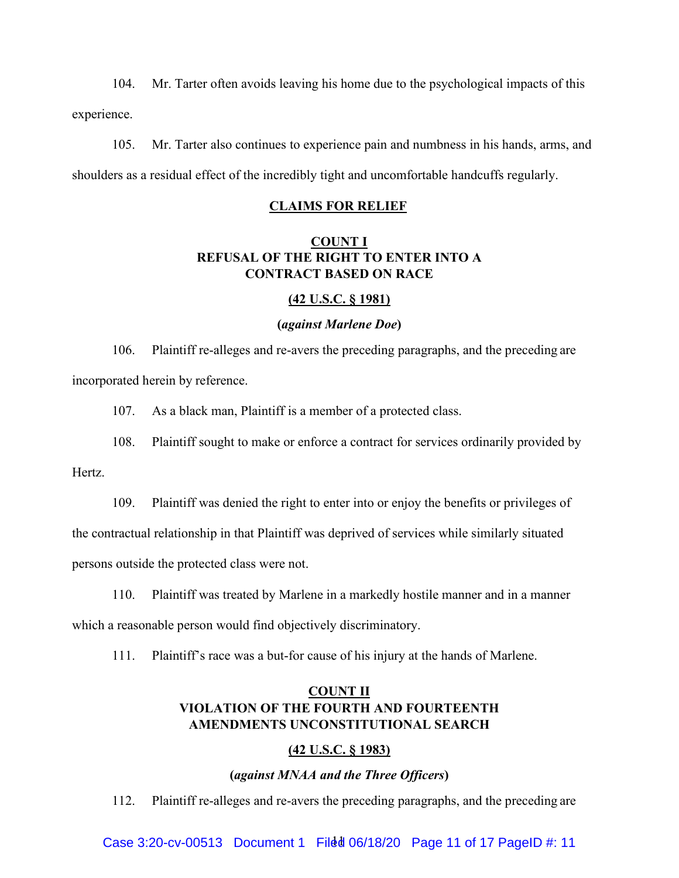104. Mr. Tarter often avoids leaving his home due to the psychological impacts of this experience.

105. Mr. Tarter also continues to experience pain and numbness in his hands, arms, and shoulders as a residual effect of the incredibly tight and uncomfortable handcuffs regularly.

## CLAIMS FOR RELIEF

### COUNT I
### REFUSAL OF THE RIGHT TO ENTER INTO A CONTRACT BASED ON RACE

**(42 U.S.C. § 1981)**

**(*against Marlene Doe*)**

106. Plaintiff re-alleges and re-avers the preceding paragraphs, and the preceding are incorporated herein by reference.

107. As a black man, Plaintiff is a member of a protected class.

108. Plaintiff sought to make or enforce a contract for services ordinarily provided by Hertz.

109. Plaintiff was denied the right to enter into or enjoy the benefits or privileges of the contractual relationship in that Plaintiff was deprived of services while similarly situated persons outside the protected class were not.

110. Plaintiff was treated by Marlene in a markedly hostile manner and in a manner which a reasonable person would find objectively discriminatory.

111. Plaintiff's race was a but-for cause of his injury at the hands of Marlene.

### COUNT II
### VIOLATION OF THE FOURTH AND FOURTEENTH AMENDMENTS UNCONSTITUTIONAL SEARCH

**(42 U.S.C. § 1983)**

**(*against MNAA and the Three Officers*)**

112. Plaintiff re-alleges and re-avers the preceding paragraphs, and the preceding are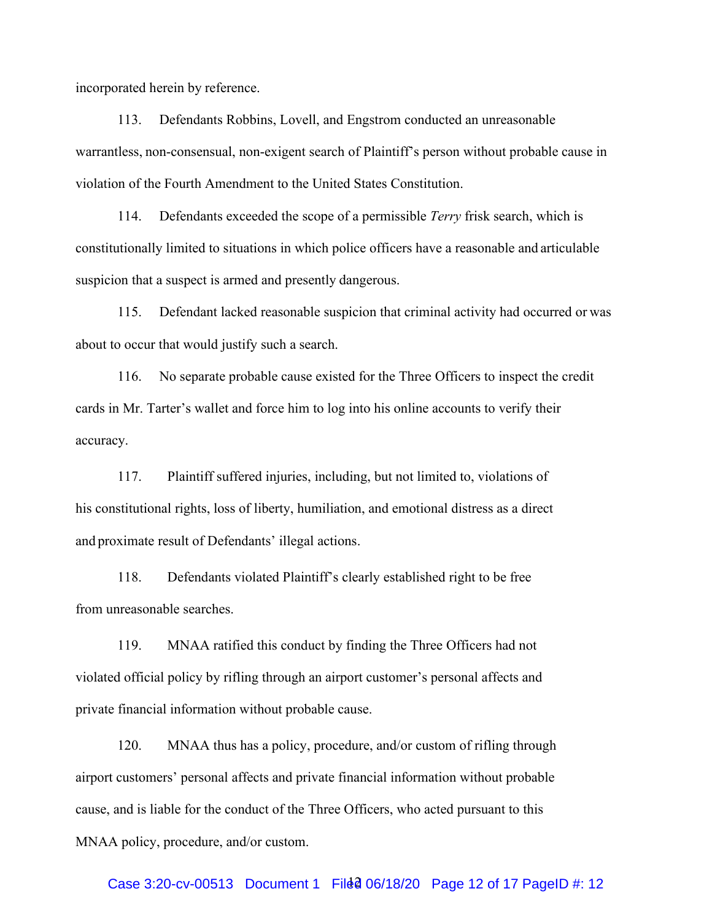incorporated herein by reference.

113. Defendants Robbins, Lovell, and Engstrom conducted an unreasonable warrantless, non-consensual, non-exigent search of Plaintiff's person without probable cause in violation of the Fourth Amendment to the United States Constitution.

114. Defendants exceeded the scope of a permissible *Terry* frisk search, which is constitutionally limited to situations in which police officers have a reasonable and articulable suspicion that a suspect is armed and presently dangerous.

115. Defendant lacked reasonable suspicion that criminal activity had occurred or was about to occur that would justify such a search.

116. No separate probable cause existed for the Three Officers to inspect the credit cards in Mr. Tarter's wallet and force him to log into his online accounts to verify their accuracy.

117. Plaintiff suffered injuries, including, but not limited to, violations of his constitutional rights, loss of liberty, humiliation, and emotional distress as a direct and proximate result of Defendants' illegal actions.

118. Defendants violated Plaintiff's clearly established right to be free from unreasonable searches.

119. MNAA ratified this conduct by finding the Three Officers had not violated official policy by rifling through an airport customer's personal affects and private financial information without probable cause.

120. MNAA thus has a policy, procedure, and/or custom of rifling through airport customers' personal affects and private financial information without probable cause, and is liable for the conduct of the Three Officers, who acted pursuant to this MNAA policy, procedure, and/or custom.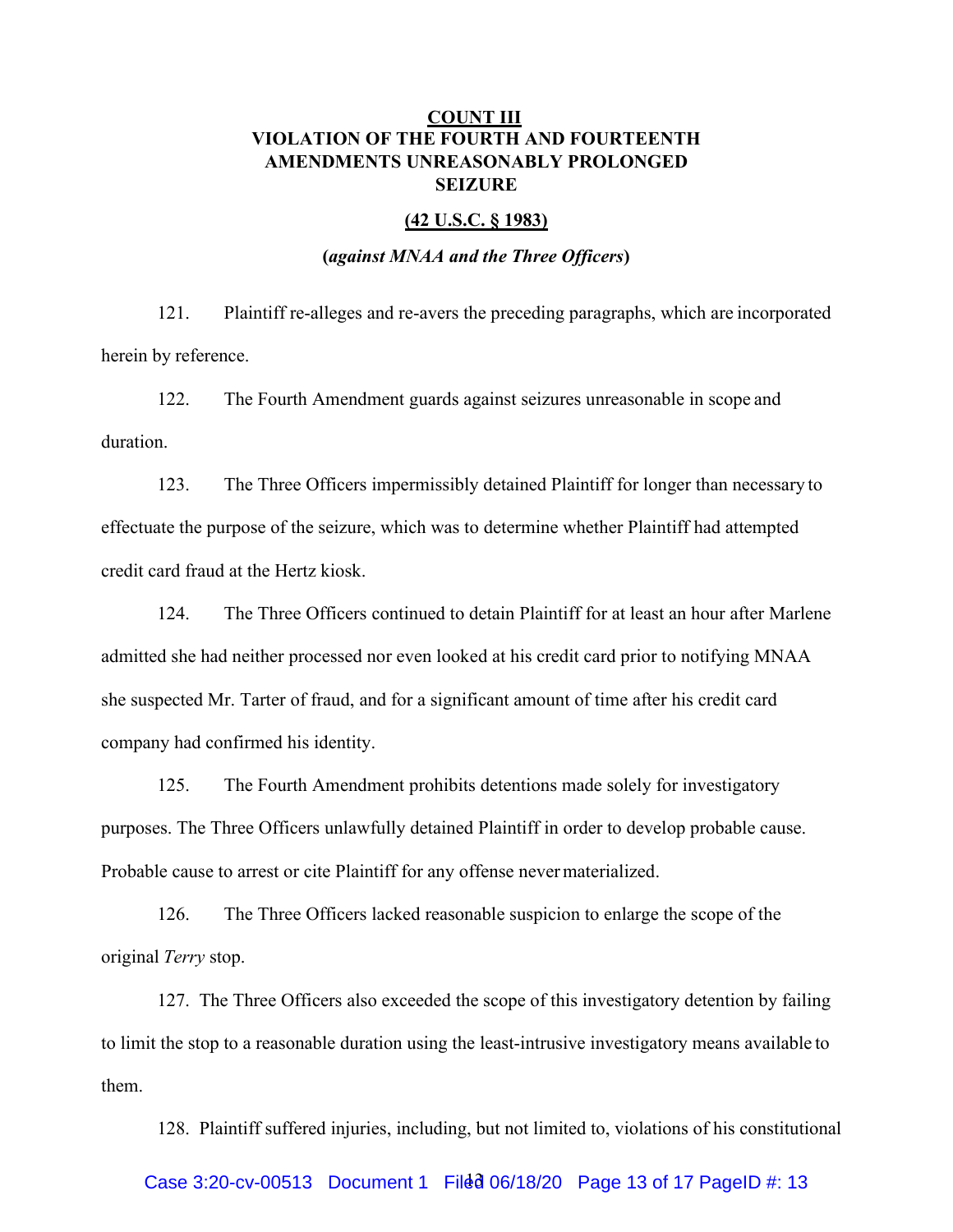**<u>COUNT III</u>**
**VIOLATION OF THE FOURTH AND FOURTEENTH AMENDMENTS UNREASONABLY PROLONGED SEIZURE**

**<u>(42 U.S.C. § 1983)</u>**

**(*against MNAA and the Three Officers*)**

121. Plaintiff re-alleges and re-avers the preceding paragraphs, which are incorporated herein by reference.

122. The Fourth Amendment guards against seizures unreasonable in scope and duration.

123. The Three Officers impermissibly detained Plaintiff for longer than necessary to effectuate the purpose of the seizure, which was to determine whether Plaintiff had attempted credit card fraud at the Hertz kiosk.

124. The Three Officers continued to detain Plaintiff for at least an hour after Marlene admitted she had neither processed nor even looked at his credit card prior to notifying MNAA she suspected Mr. Tarter of fraud, and for a significant amount of time after his credit card company had confirmed his identity.

125. The Fourth Amendment prohibits detentions made solely for investigatory purposes. The Three Officers unlawfully detained Plaintiff in order to develop probable cause. Probable cause to arrest or cite Plaintiff for any offense never materialized.

126. The Three Officers lacked reasonable suspicion to enlarge the scope of the original *Terry* stop.

127. The Three Officers also exceeded the scope of this investigatory detention by failing to limit the stop to a reasonable duration using the least-intrusive investigatory means available to them.

128. Plaintiff suffered injuries, including, but not limited to, violations of his constitutional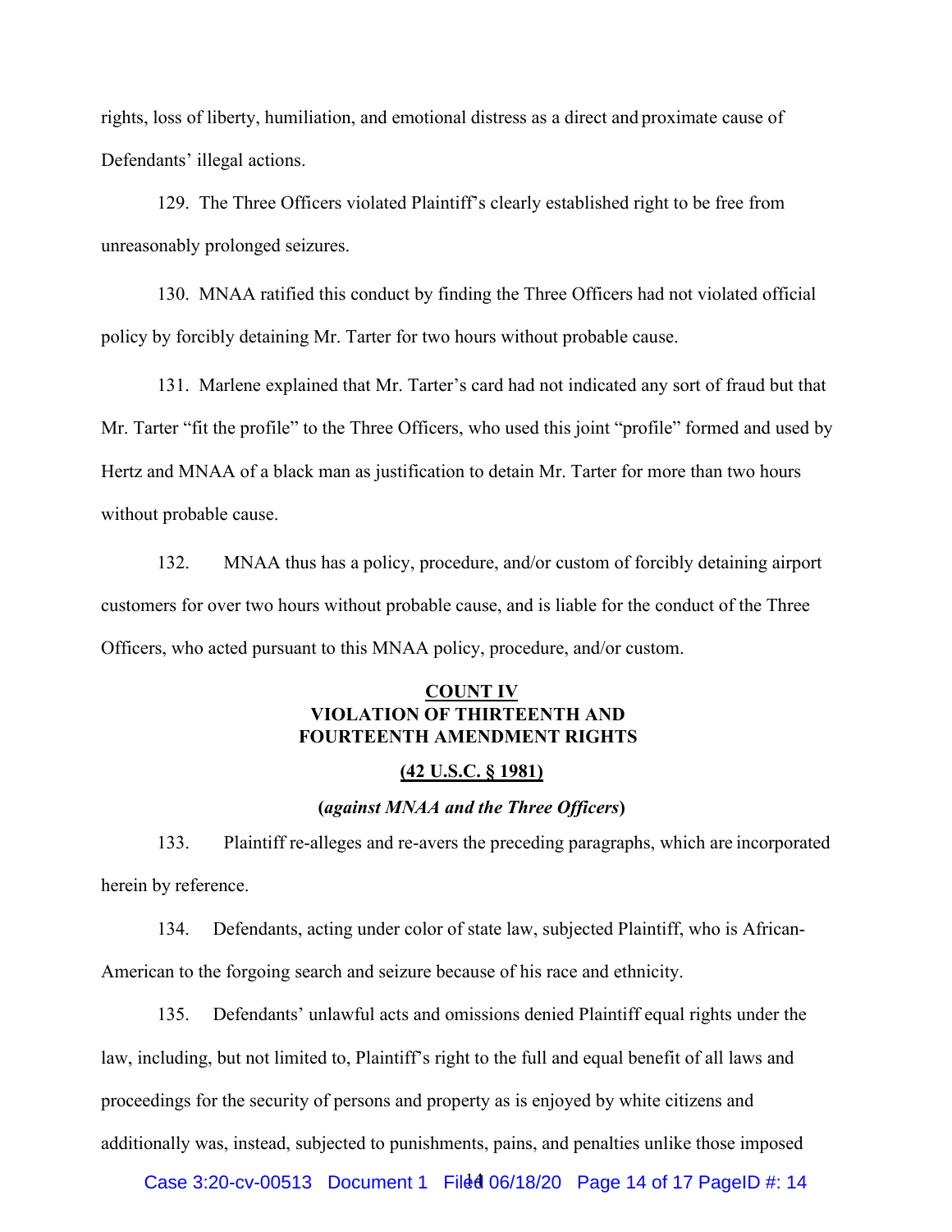rights, loss of liberty, humiliation, and emotional distress as a direct and proximate cause of Defendants' illegal actions.

129. The Three Officers violated Plaintiff's clearly established right to be free from unreasonably prolonged seizures.

130. MNAA ratified this conduct by finding the Three Officers had not violated official policy by forcibly detaining Mr. Tarter for two hours without probable cause.

131. Marlene explained that Mr. Tarter's card had not indicated any sort of fraud but that Mr. Tarter "fit the profile" to the Three Officers, who used this joint "profile" formed and used by Hertz and MNAA of a black man as justification to detain Mr. Tarter for more than two hours without probable cause.

132. MNAA thus has a policy, procedure, and/or custom of forcibly detaining airport customers for over two hours without probable cause, and is liable for the conduct of the Three Officers, who acted pursuant to this MNAA policy, procedure, and/or custom.

**COUNT IV**
**VIOLATION OF THIRTEENTH AND FOURTEENTH AMENDMENT RIGHTS**

**(42 U.S.C. § 1981)**

**(*against MNAA and the Three Officers*)**

133. Plaintiff re-alleges and re-avers the preceding paragraphs, which are incorporated herein by reference.

134. Defendants, acting under color of state law, subjected Plaintiff, who is African-American to the forgoing search and seizure because of his race and ethnicity.

135. Defendants' unlawful acts and omissions denied Plaintiff equal rights under the law, including, but not limited to, Plaintiff's right to the full and equal benefit of all laws and proceedings for the security of persons and property as is enjoyed by white citizens and additionally was, instead, subjected to punishments, pains, and penalties unlike those imposed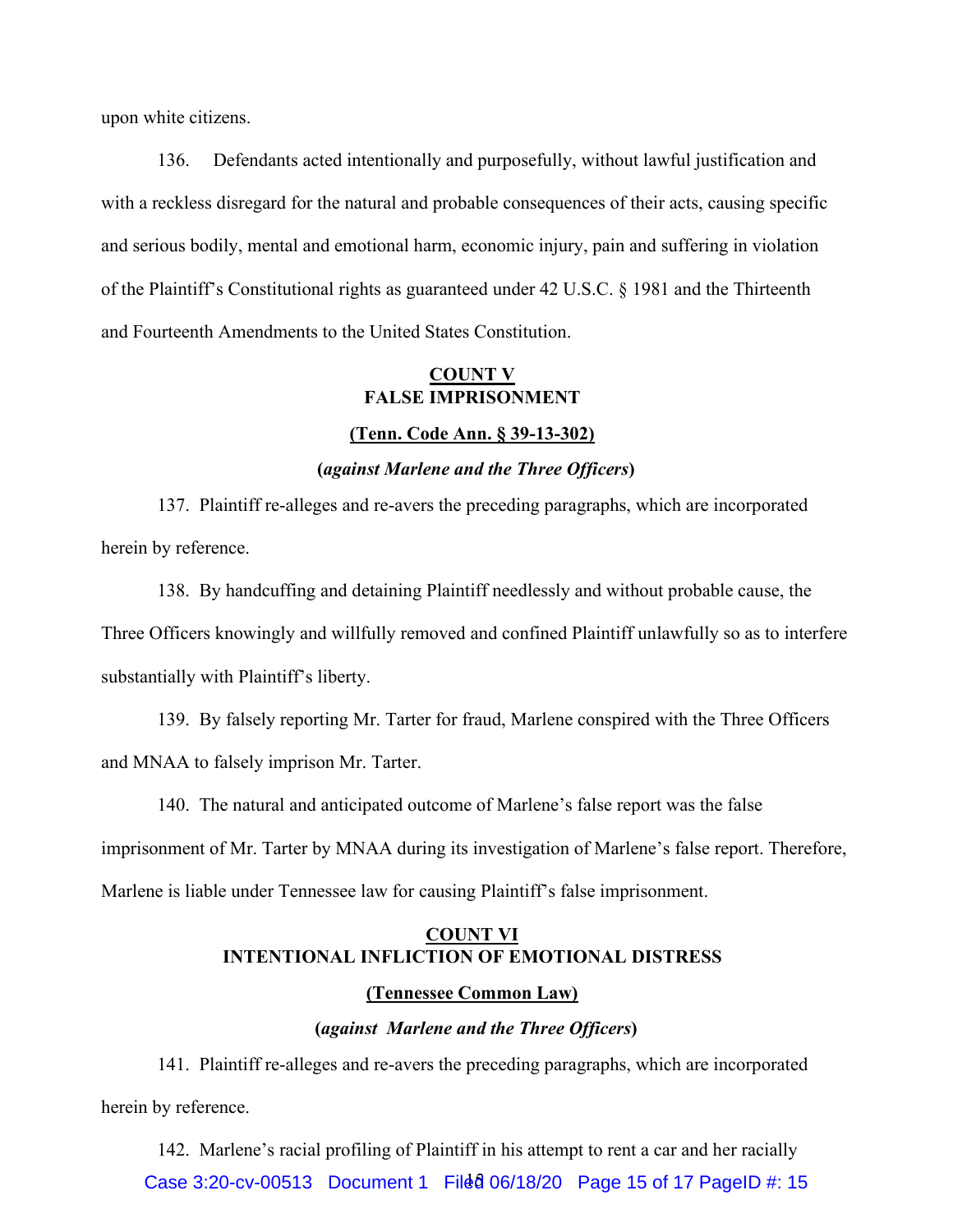upon white citizens.

136. Defendants acted intentionally and purposefully, without lawful justification and with a reckless disregard for the natural and probable consequences of their acts, causing specific and serious bodily, mental and emotional harm, economic injury, pain and suffering in violation of the Plaintiff's Constitutional rights as guaranteed under 42 U.S.C. § 1981 and the Thirteenth and Fourteenth Amendments to the United States Constitution.

**COUNT V**
**FALSE IMPRISONMENT**

**(Tenn. Code Ann. § 39-13-302)**

**(*against Marlene and the Three Officers*)**

137. Plaintiff re-alleges and re-avers the preceding paragraphs, which are incorporated herein by reference.

138. By handcuffing and detaining Plaintiff needlessly and without probable cause, the Three Officers knowingly and willfully removed and confined Plaintiff unlawfully so as to interfere substantially with Plaintiff's liberty.

139. By falsely reporting Mr. Tarter for fraud, Marlene conspired with the Three Officers and MNAA to falsely imprison Mr. Tarter.

140. The natural and anticipated outcome of Marlene's false report was the false imprisonment of Mr. Tarter by MNAA during its investigation of Marlene's false report. Therefore, Marlene is liable under Tennessee law for causing Plaintiff's false imprisonment.

**COUNT VI**
**INTENTIONAL INFLICTION OF EMOTIONAL DISTRESS**

**(Tennessee Common Law)**

**(*against Marlene and the Three Officers*)**

141. Plaintiff re-alleges and re-avers the preceding paragraphs, which are incorporated herein by reference.

142. Marlene's racial profiling of Plaintiff in his attempt to rent a car and her racially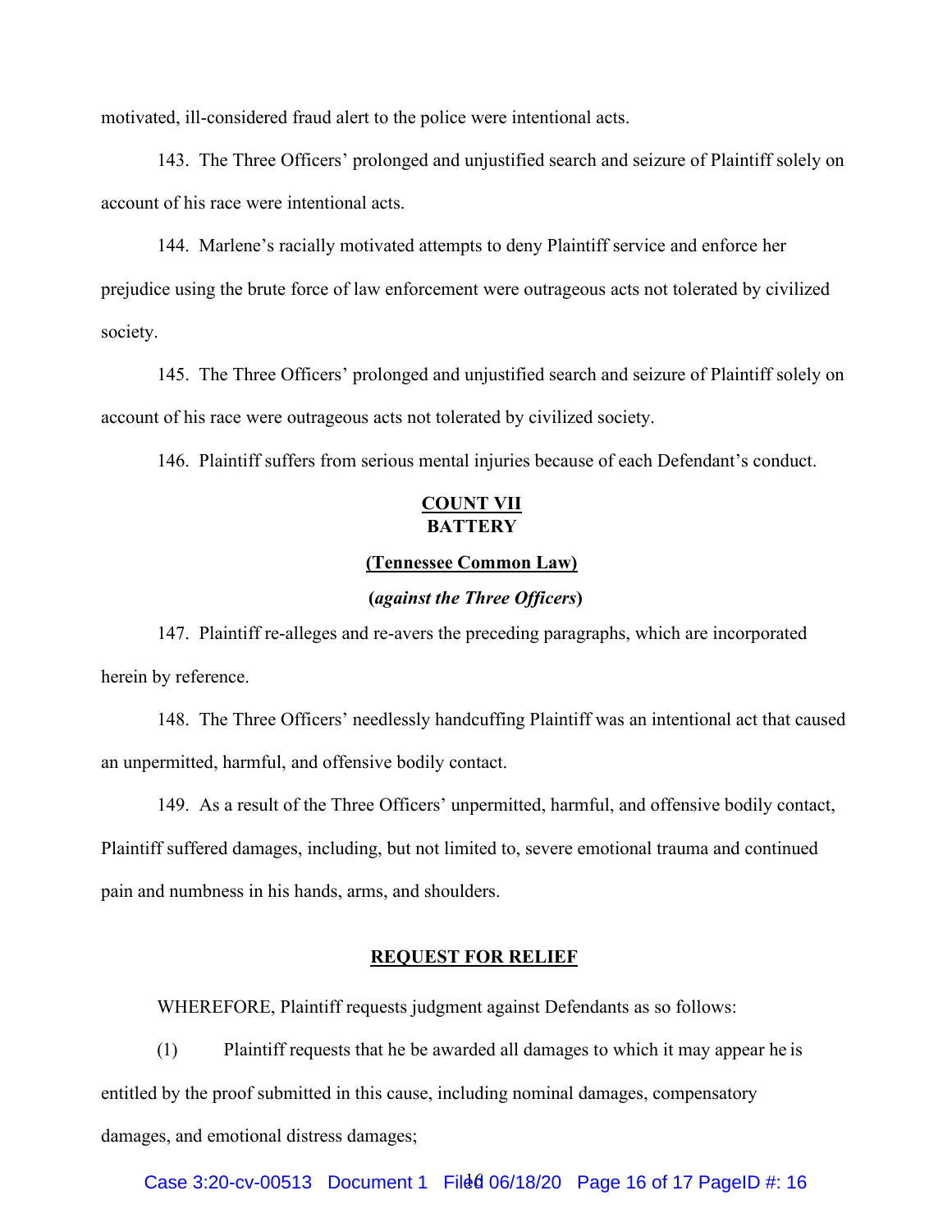motivated, ill-considered fraud alert to the police were intentional acts.

143. The Three Officers' prolonged and unjustified search and seizure of Plaintiff solely on account of his race were intentional acts.

144. Marlene's racially motivated attempts to deny Plaintiff service and enforce her prejudice using the brute force of law enforcement were outrageous acts not tolerated by civilized society.

145. The Three Officers' prolonged and unjustified search and seizure of Plaintiff solely on account of his race were outrageous acts not tolerated by civilized society.

146. Plaintiff suffers from serious mental injuries because of each Defendant's conduct.

## COUNT VII
## BATTERY

**(Tennessee Common Law)**

**(*against the Three Officers*)**

147. Plaintiff re-alleges and re-avers the preceding paragraphs, which are incorporated herein by reference.

148. The Three Officers' needlessly handcuffing Plaintiff was an intentional act that caused an unpermitted, harmful, and offensive bodily contact.

149. As a result of the Three Officers' unpermitted, harmful, and offensive bodily contact, Plaintiff suffered damages, including, but not limited to, severe emotional trauma and continued pain and numbness in his hands, arms, and shoulders.

## REQUEST FOR RELIEF

WHEREFORE, Plaintiff requests judgment against Defendants as so follows:

(1) Plaintiff requests that he be awarded all damages to which it may appear he is entitled by the proof submitted in this cause, including nominal damages, compensatory damages, and emotional distress damages;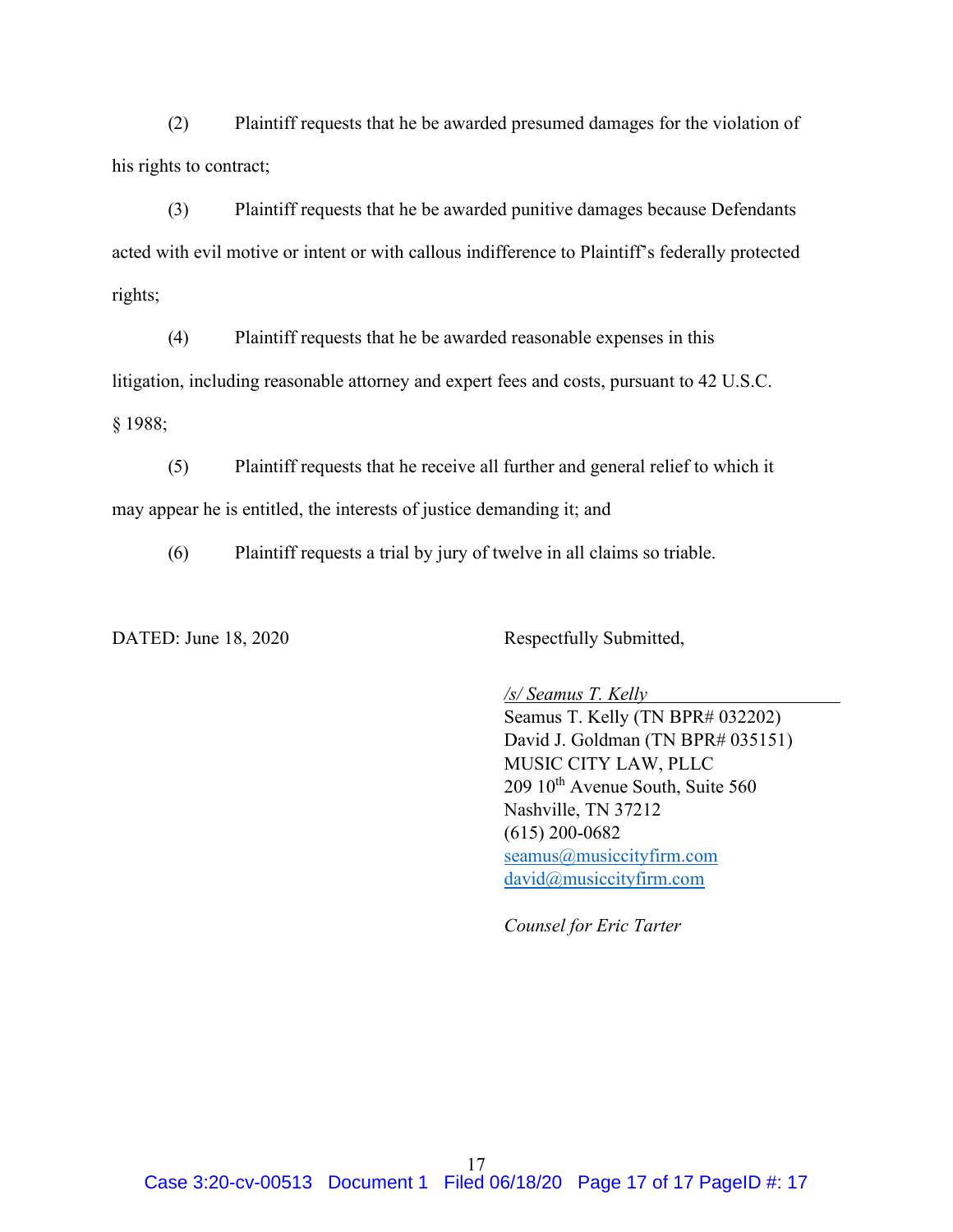(2) Plaintiff requests that he be awarded presumed damages for the violation of his rights to contract;

(3) Plaintiff requests that he be awarded punitive damages because Defendants acted with evil motive or intent or with callous indifference to Plaintiff's federally protected rights;

(4) Plaintiff requests that he be awarded reasonable expenses in this litigation, including reasonable attorney and expert fees and costs, pursuant to 42 U.S.C. § 1988;

(5) Plaintiff requests that he receive all further and general relief to which it may appear he is entitled, the interests of justice demanding it; and

(6) Plaintiff requests a trial by jury of twelve in all claims so triable.

DATED: June 18, 2020

Respectfully Submitted,

*/s/ Seamus T. Kelly*
Seamus T. Kelly (TN BPR# 032202)
David J. Goldman (TN BPR# 035151)
MUSIC CITY LAW, PLLC
209 10th Avenue South, Suite 560
Nashville, TN 37212
(615) 200-0682
seamus@musiccityfirm.com
david@musiccityfirm.com

*Counsel for Eric Tarter*